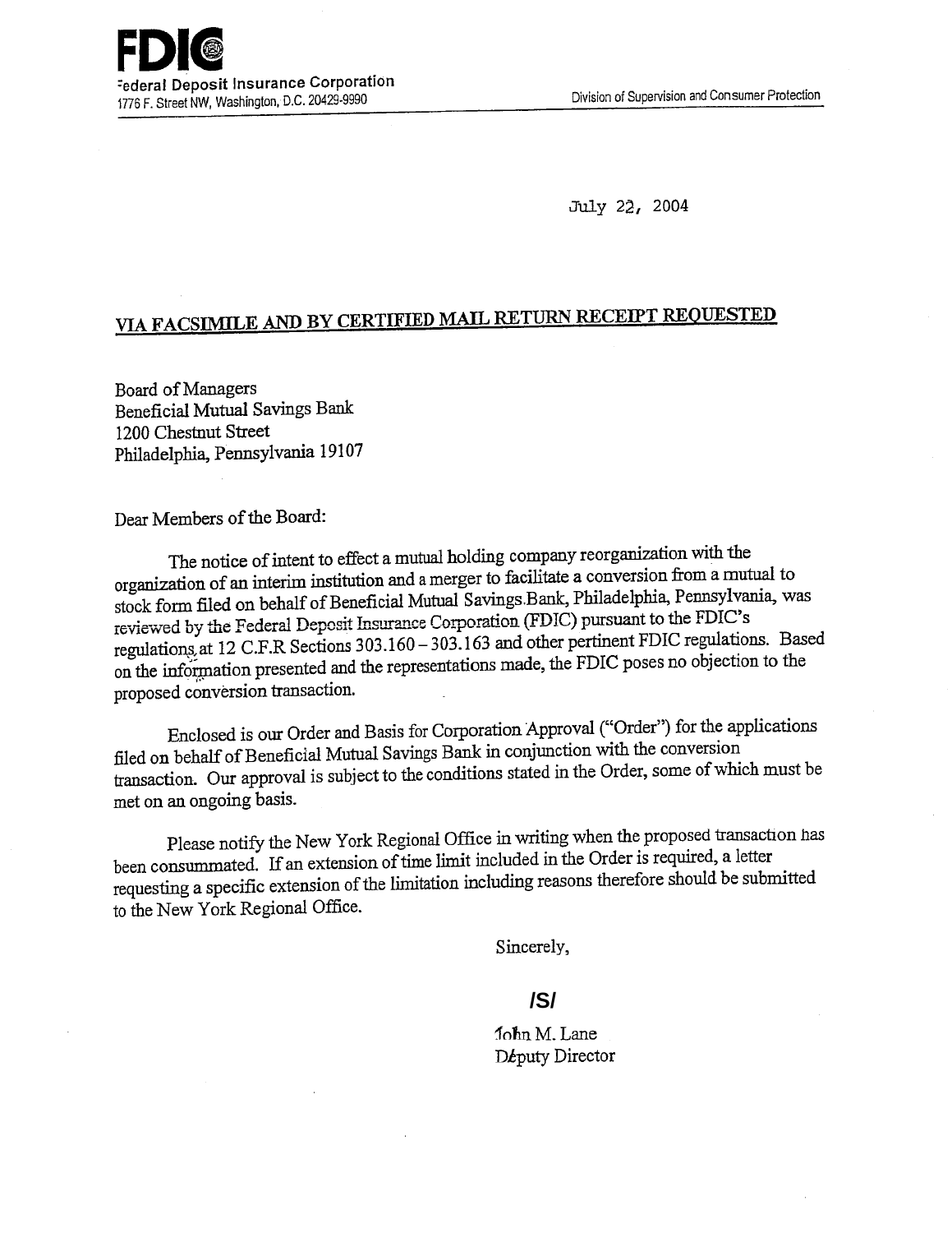**FDIC**
Federal Deposit Insurance Corporation
1776 F. Street NW, Washington, D.C. 20429-9990

Division of Supervision and Consumer Protection

July 22, 2004

**VIA FACSIMILE AND BY CERTIFIED MAIL RETURN RECEIPT REQUESTED**

Board of Managers
Beneficial Mutual Savings Bank
1200 Chestnut Street
Philadelphia, Pennsylvania 19107

Dear Members of the Board:

The notice of intent to effect a mutual holding company reorganization with the organization of an interim institution and a merger to facilitate a conversion from a mutual to stock form filed on behalf of Beneficial Mutual Savings Bank, Philadelphia, Pennsylvania, was reviewed by the Federal Deposit Insurance Corporation (FDIC) pursuant to the FDIC's regulations at 12 C.F.R Sections 303.160 – 303.163 and other pertinent FDIC regulations. Based on the information presented and the representations made, the FDIC poses no objection to the proposed conversion transaction.

Enclosed is our Order and Basis for Corporation Approval ("Order") for the applications filed on behalf of Beneficial Mutual Savings Bank in conjunction with the conversion transaction. Our approval is subject to the conditions stated in the Order, some of which must be met on an ongoing basis.

Please notify the New York Regional Office in writing when the proposed transaction has been consummated. If an extension of time limit included in the Order is required, a letter requesting a specific extension of the limitation including reasons therefore should be submitted to the New York Regional Office.

Sincerely,

/S/

John M. Lane
Deputy Director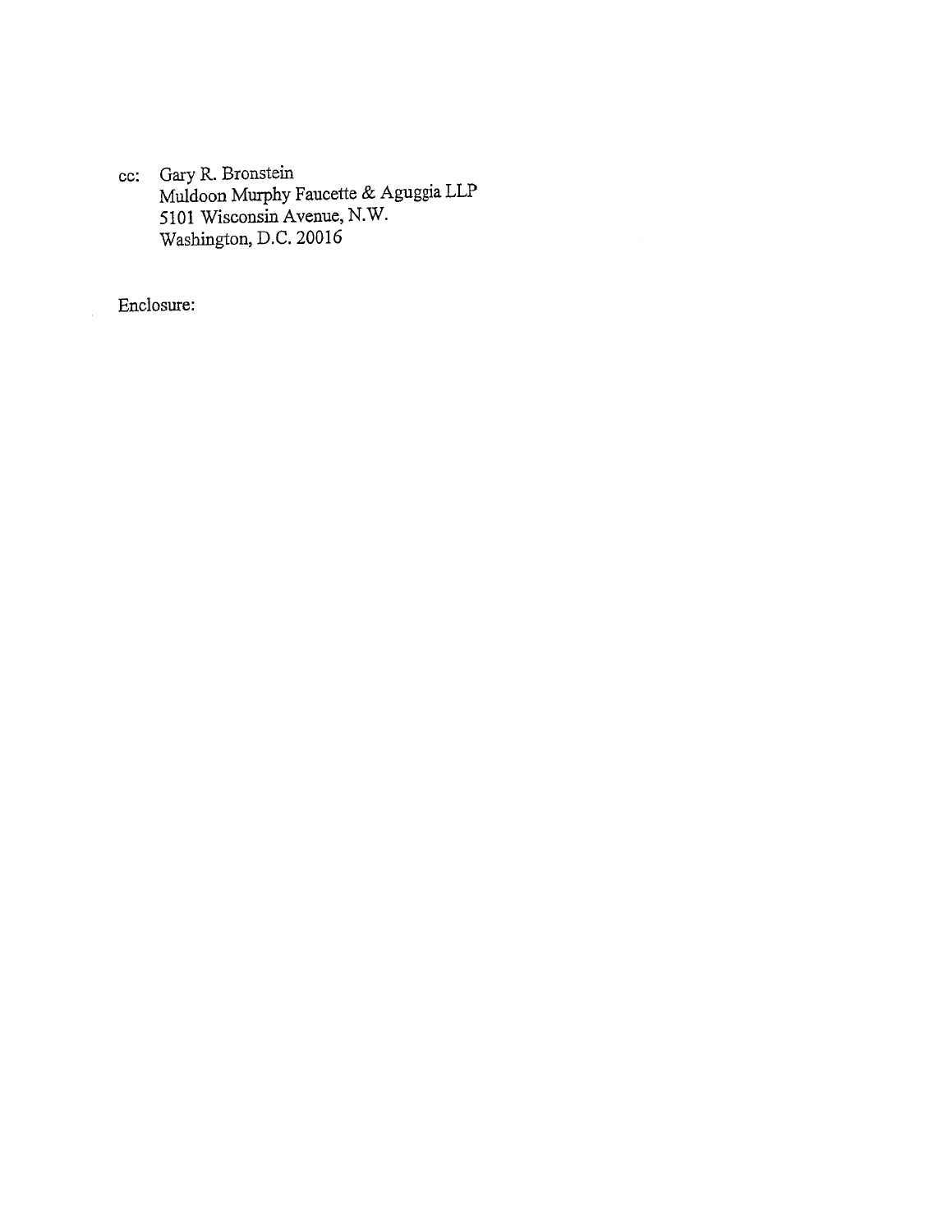cc: Gary R. Bronstein
Muldoon Murphy Faucette & Aguggia LLP
5101 Wisconsin Avenue, N.W.
Washington, D.C. 20016

Enclosure: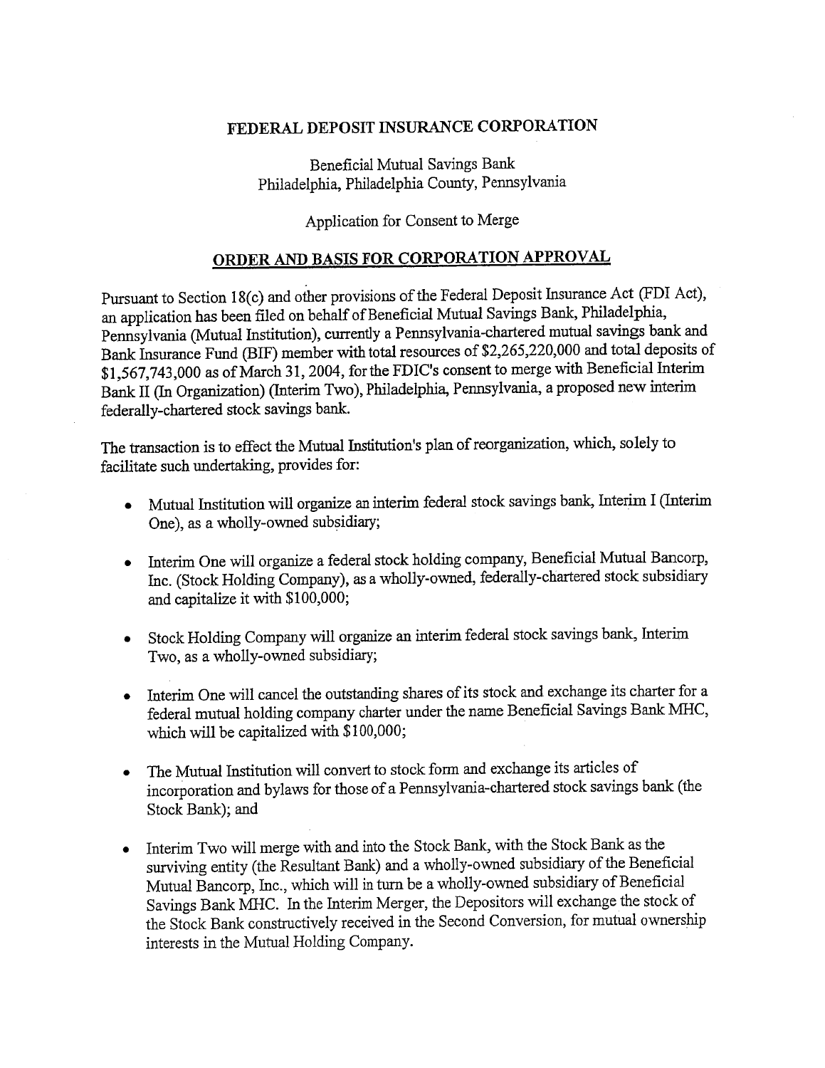## FEDERAL DEPOSIT INSURANCE CORPORATION

Beneficial Mutual Savings Bank
Philadelphia, Philadelphia County, Pennsylvania

Application for Consent to Merge

## ORDER AND BASIS FOR CORPORATION APPROVAL

Pursuant to Section 18(c) and other provisions of the Federal Deposit Insurance Act (FDI Act), an application has been filed on behalf of Beneficial Mutual Savings Bank, Philadelphia, Pennsylvania (Mutual Institution), currently a Pennsylvania-chartered mutual savings bank and Bank Insurance Fund (BIF) member with total resources of $2,265,220,000 and total deposits of $1,567,743,000 as of March 31, 2004, for the FDIC's consent to merge with Beneficial Interim Bank II (In Organization) (Interim Two), Philadelphia, Pennsylvania, a proposed new interim federally-chartered stock savings bank.

The transaction is to effect the Mutual Institution's plan of reorganization, which, solely to facilitate such undertaking, provides for:

- Mutual Institution will organize an interim federal stock savings bank, Interim I (Interim One), as a wholly-owned subsidiary;
- Interim One will organize a federal stock holding company, Beneficial Mutual Bancorp, Inc. (Stock Holding Company), as a wholly-owned, federally-chartered stock subsidiary and capitalize it with $100,000;
- Stock Holding Company will organize an interim federal stock savings bank, Interim Two, as a wholly-owned subsidiary;
- Interim One will cancel the outstanding shares of its stock and exchange its charter for a federal mutual holding company charter under the name Beneficial Savings Bank MHC, which will be capitalized with $100,000;
- The Mutual Institution will convert to stock form and exchange its articles of incorporation and bylaws for those of a Pennsylvania-chartered stock savings bank (the Stock Bank); and
- Interim Two will merge with and into the Stock Bank, with the Stock Bank as the surviving entity (the Resultant Bank) and a wholly-owned subsidiary of the Beneficial Mutual Bancorp, Inc., which will in turn be a wholly-owned subsidiary of Beneficial Savings Bank MHC. In the Interim Merger, the Depositors will exchange the stock of the Stock Bank constructively received in the Second Conversion, for mutual ownership interests in the Mutual Holding Company.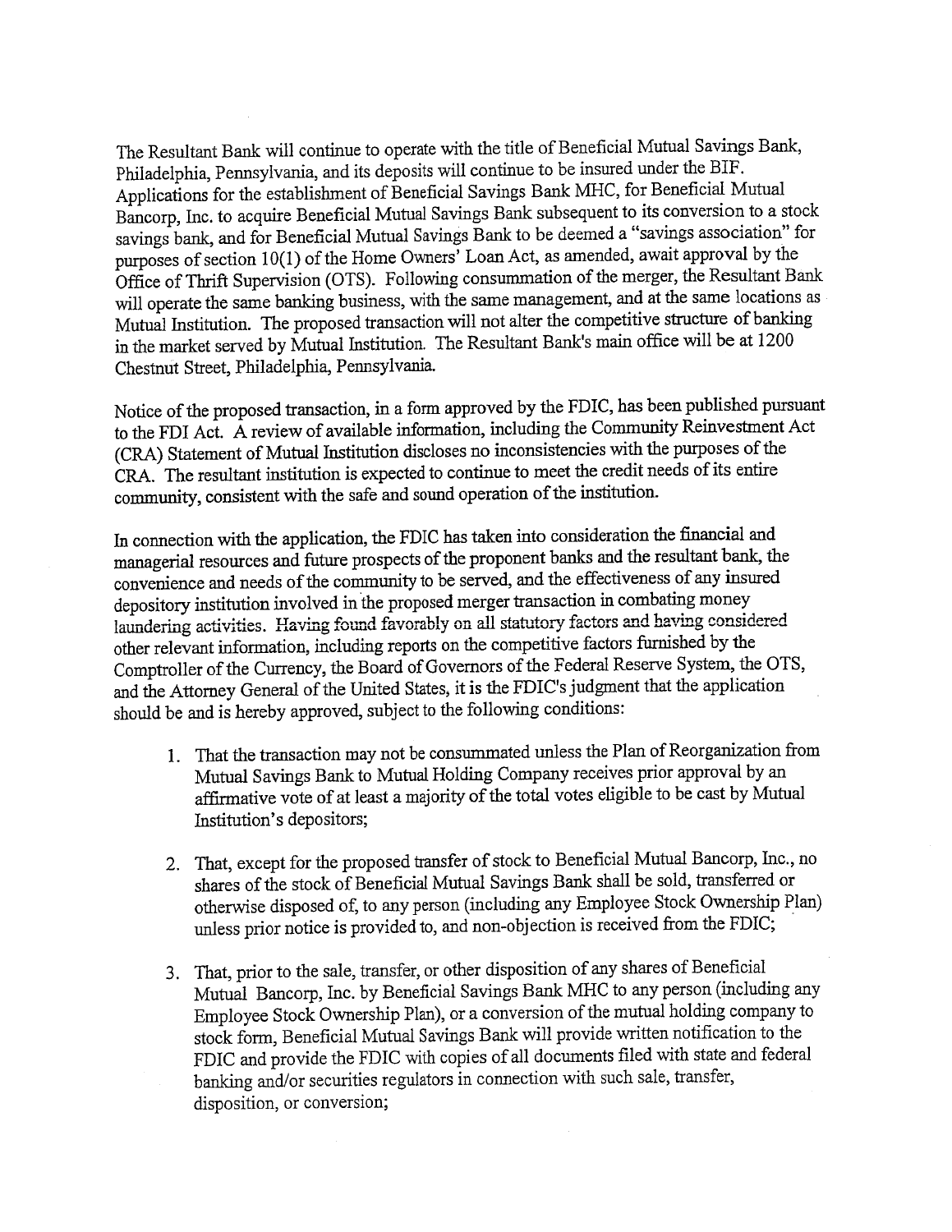The Resultant Bank will continue to operate with the title of Beneficial Mutual Savings Bank, Philadelphia, Pennsylvania, and its deposits will continue to be insured under the BIF. Applications for the establishment of Beneficial Savings Bank MHC, for Beneficial Mutual Bancorp, Inc. to acquire Beneficial Mutual Savings Bank subsequent to its conversion to a stock savings bank, and for Beneficial Mutual Savings Bank to be deemed a "savings association" for purposes of section 10(l) of the Home Owners' Loan Act, as amended, await approval by the Office of Thrift Supervision (OTS). Following consummation of the merger, the Resultant Bank will operate the same banking business, with the same management, and at the same locations as Mutual Institution. The proposed transaction will not alter the competitive structure of banking in the market served by Mutual Institution. The Resultant Bank's main office will be at 1200 Chestnut Street, Philadelphia, Pennsylvania.

Notice of the proposed transaction, in a form approved by the FDIC, has been published pursuant to the FDI Act. A review of available information, including the Community Reinvestment Act (CRA) Statement of Mutual Institution discloses no inconsistencies with the purposes of the CRA. The resultant institution is expected to continue to meet the credit needs of its entire community, consistent with the safe and sound operation of the institution.

In connection with the application, the FDIC has taken into consideration the financial and managerial resources and future prospects of the proponent banks and the resultant bank, the convenience and needs of the community to be served, and the effectiveness of any insured depository institution involved in the proposed merger transaction in combating money laundering activities. Having found favorably on all statutory factors and having considered other relevant information, including reports on the competitive factors furnished by the Comptroller of the Currency, the Board of Governors of the Federal Reserve System, the OTS, and the Attorney General of the United States, it is the FDIC's judgment that the application should be and is hereby approved, subject to the following conditions:

1. That the transaction may not be consummated unless the Plan of Reorganization from Mutual Savings Bank to Mutual Holding Company receives prior approval by an affirmative vote of at least a majority of the total votes eligible to be cast by Mutual Institution's depositors;

2. That, except for the proposed transfer of stock to Beneficial Mutual Bancorp, Inc., no shares of the stock of Beneficial Mutual Savings Bank shall be sold, transferred or otherwise disposed of, to any person (including any Employee Stock Ownership Plan) unless prior notice is provided to, and non-objection is received from the FDIC;

3. That, prior to the sale, transfer, or other disposition of any shares of Beneficial Mutual Bancorp, Inc. by Beneficial Savings Bank MHC to any person (including any Employee Stock Ownership Plan), or a conversion of the mutual holding company to stock form, Beneficial Mutual Savings Bank will provide written notification to the FDIC and provide the FDIC with copies of all documents filed with state and federal banking and/or securities regulators in connection with such sale, transfer, disposition, or conversion;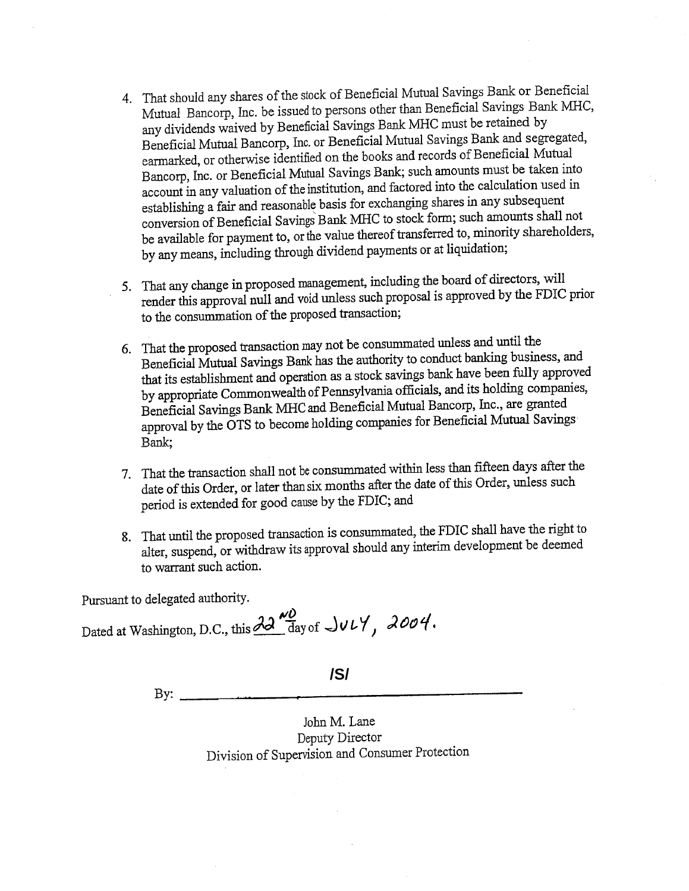4. That should any shares of the stock of Beneficial Mutual Savings Bank or Beneficial Mutual Bancorp, Inc. be issued to persons other than Beneficial Savings Bank MHC, any dividends waived by Beneficial Savings Bank MHC must be retained by Beneficial Mutual Bancorp, Inc. or Beneficial Mutual Savings Bank and segregated, earmarked, or otherwise identified on the books and records of Beneficial Mutual Bancorp, Inc. or Beneficial Mutual Savings Bank; such amounts must be taken into account in any valuation of the institution, and factored into the calculation used in establishing a fair and reasonable basis for exchanging shares in any subsequent conversion of Beneficial Savings Bank MHC to stock form; such amounts shall not be available for payment to, or the value thereof transferred to, minority shareholders, by any means, including through dividend payments or at liquidation;

5. That any change in proposed management, including the board of directors, will render this approval null and void unless such proposal is approved by the FDIC prior to the consummation of the proposed transaction;

6. That the proposed transaction may not be consummated unless and until the Beneficial Mutual Savings Bank has the authority to conduct banking business, and that its establishment and operation as a stock savings bank have been fully approved by appropriate Commonwealth of Pennsylvania officials, and its holding companies, Beneficial Savings Bank MHC and Beneficial Mutual Bancorp, Inc., are granted approval by the OTS to become holding companies for Beneficial Mutual Savings Bank;

7. That the transaction shall not be consummated within less than fifteen days after the date of this Order, or later than six months after the date of this Order, unless such period is extended for good cause by the FDIC; and

8. That until the proposed transaction is consummated, the FDIC shall have the right to alter, suspend, or withdraw its approval should any interim development be deemed to warrant such action.

Pursuant to delegated authority.

Dated at Washington, D.C., this 22ND day of JULY, 2004.

/S/

By: ______________________________

John M. Lane
Deputy Director
Division of Supervision and Consumer Protection